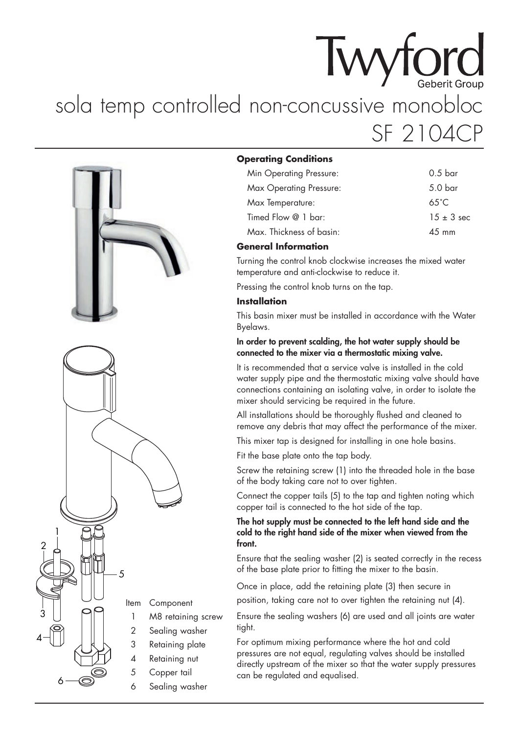# Twyford
Geberit Group

# sola temp controlled non-concussive monobloc SF 2104CP

| Item | Component |
|---|---|
| 1 | M8 retaining screw |
| 2 | Sealing washer |
| 3 | Retaining plate |
| 4 | Retaining nut |
| 5 | Copper tail |
| 6 | Sealing washer |

**Operating Conditions**

| | |
|---|---|
| Min Operating Pressure: | 0.5 bar |
| Max Operating Pressure: | 5.0 bar |
| Max Temperature: | 65°C |
| Timed Flow @ 1 bar: | 15 ± 3 sec |
| Max. Thickness of basin: | 45 mm |

**General Information**

Turning the control knob clockwise increases the mixed water temperature and anti-clockwise to reduce it.

Pressing the control knob turns on the tap.

**Installation**

This basin mixer must be installed in accordance with the Water Byelaws.

**In order to prevent scalding, the hot water supply should be connected to the mixer via a thermostatic mixing valve.**

It is recommended that a service valve is installed in the cold water supply pipe and the thermostatic mixing valve should have connections containing an isolating valve, in order to isolate the mixer should servicing be required in the future.

All installations should be thoroughly flushed and cleaned to remove any debris that may affect the performance of the mixer.

This mixer tap is designed for installing in one hole basins.

Fit the base plate onto the tap body.

Screw the retaining screw (1) into the threaded hole in the base of the body taking care not to over tighten.

Connect the copper tails (5) to the tap and tighten noting which copper tail is connected to the hot side of the tap.

**The hot supply must be connected to the left hand side and the cold to the right hand side of the mixer when viewed from the front.**

Ensure that the sealing washer (2) is seated correctly in the recess of the base plate prior to fitting the mixer to the basin.

Once in place, add the retaining plate (3) then secure in position, taking care not to over tighten the retaining nut (4).

Ensure the sealing washers (6) are used and all joints are water tight.

For optimum mixing performance where the hot and cold pressures are not equal, regulating valves should be installed directly upstream of the mixer so that the water supply pressures can be regulated and equalised.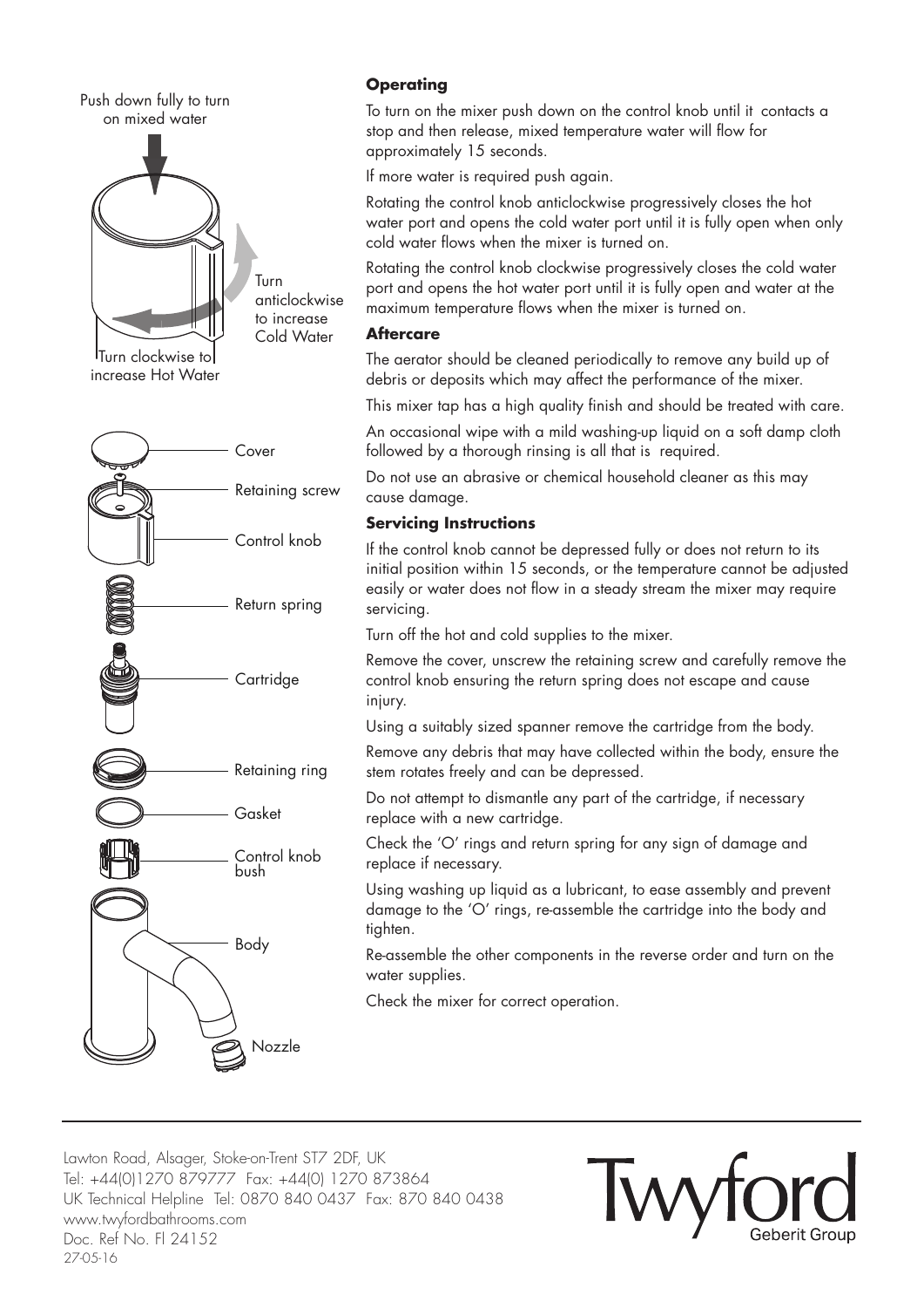Push down fully to turn on mixed water

Turn anticlockwise to increase Cold Water

Turn clockwise to increase Hot Water

Cover

Retaining screw

Control knob

Return spring

Cartridge

Retaining ring

Gasket

Control knob bush

Body

Nozzle

**Operating**

To turn on the mixer push down on the control knob until it contacts a stop and then release, mixed temperature water will flow for approximately 15 seconds.

If more water is required push again.

Rotating the control knob anticlockwise progressively closes the hot water port and opens the cold water port until it is fully open when only cold water flows when the mixer is turned on.

Rotating the control knob clockwise progressively closes the cold water port and opens the hot water port until it is fully open and water at the maximum temperature flows when the mixer is turned on.

**Aftercare**

The aerator should be cleaned periodically to remove any build up of debris or deposits which may affect the performance of the mixer.

This mixer tap has a high quality finish and should be treated with care.

An occasional wipe with a mild washing-up liquid on a soft damp cloth followed by a thorough rinsing is all that is required.

Do not use an abrasive or chemical household cleaner as this may cause damage.

**Servicing Instructions**

If the control knob cannot be depressed fully or does not return to its initial position within 15 seconds, or the temperature cannot be adjusted easily or water does not flow in a steady stream the mixer may require servicing.

Turn off the hot and cold supplies to the mixer.

Remove the cover, unscrew the retaining screw and carefully remove the control knob ensuring the return spring does not escape and cause injury.

Using a suitably sized spanner remove the cartridge from the body.

Remove any debris that may have collected within the body, ensure the stem rotates freely and can be depressed.

Do not attempt to dismantle any part of the cartridge, if necessary replace with a new cartridge.

Check the 'O' rings and return spring for any sign of damage and replace if necessary.

Using washing up liquid as a lubricant, to ease assembly and prevent damage to the 'O' rings, re-assemble the cartridge into the body and tighten.

Re-assemble the other components in the reverse order and turn on the water supplies.

Check the mixer for correct operation.

Lawton Road, Alsager, Stoke-on-Trent ST7 2DF, UK
Tel: +44(0)1270 879777 Fax: +44(0) 1270 873864
UK Technical Helpline Tel: 0870 840 0437 Fax: 870 840 0438
www.twyfordbathrooms.com
Doc. Ref No. FI 24152
27-05-16

Twyford
Geberit Group